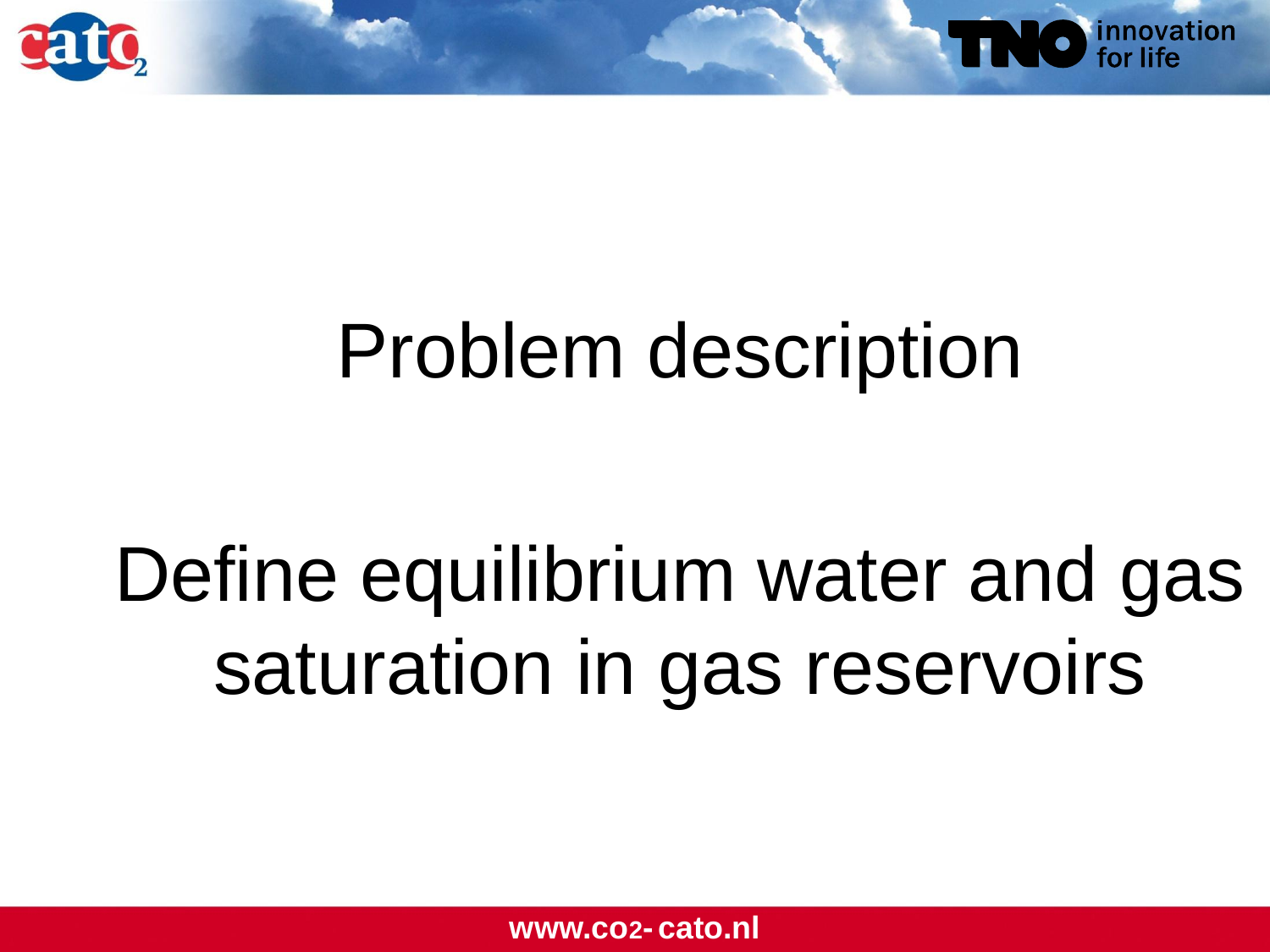# Problem description

## Define equilibrium water and gas saturation in gas reservoirs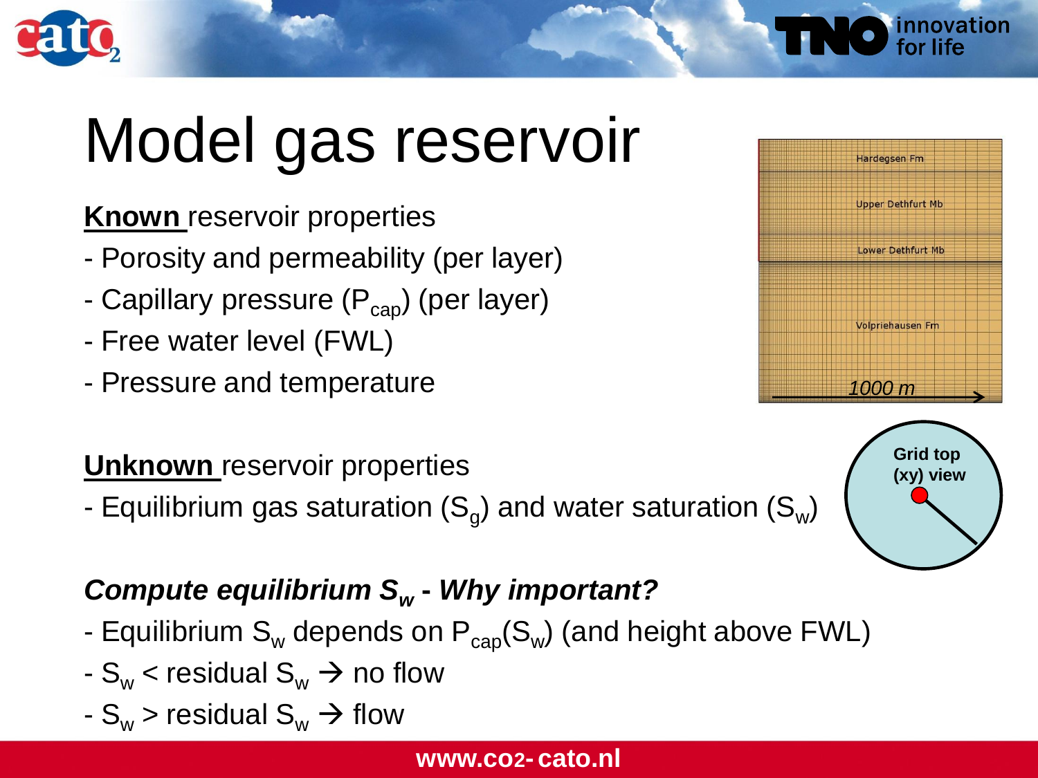# Model gas reservoir

**Known** reservoir properties

- Porosity and permeability (per layer)
- Capillary pressure ($P_{cap}$) (per layer)
- Free water level (FWL)
- Pressure and temperature

Hardegsen Fm

Upper Dethfurt Mb

Lower Dethfurt Mb

Volpriehausen Fm

*1000 m*

**Unknown** reservoir properties

- Equilibrium gas saturation ($S_g$) and water saturation ($S_w$)

**Grid top (xy) view**

***Compute equilibrium $S_w$ - Why important?***

- Equilibrium $S_w$ depends on $P_{cap}(S_w)$ (and height above FWL)
- $S_w$ < residual $S_w$ → no flow
- $S_w$ > residual $S_w$ → flow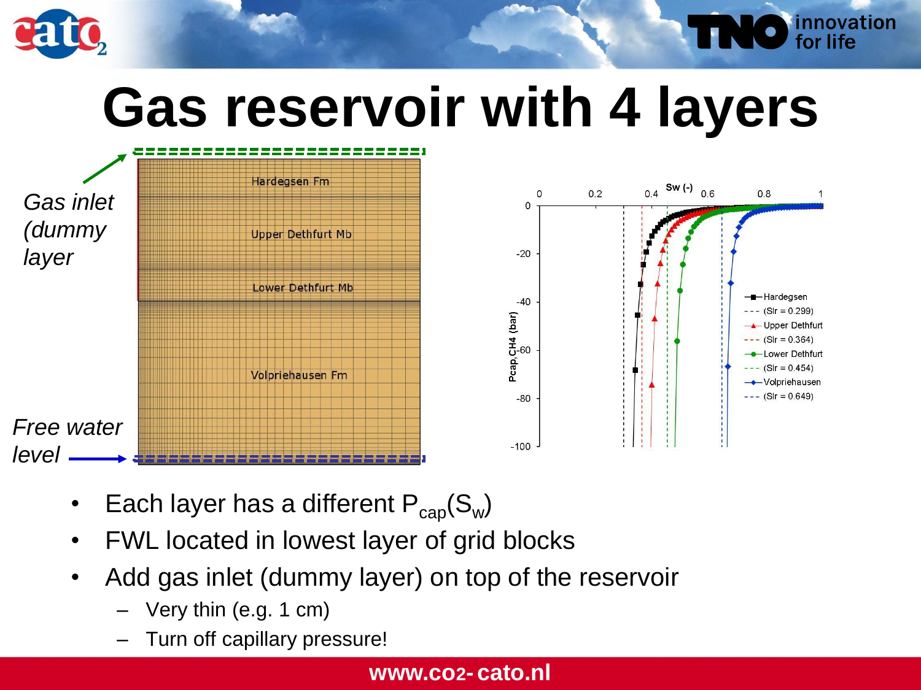# Gas reservoir with 4 layers

*Gas inlet (dummy layer*

Hardegsen Fm

Upper Dethfurt Mb

Lower Dethfurt Mb

Volpriehausen Fm

*Free water level*

- Each layer has a different $P_{cap}(S_w)$
- FWL located in lowest layer of grid blocks
- Add gas inlet (dummy layer) on top of the reservoir
  - Very thin (e.g. 1 cm)
  - Turn off capillary pressure!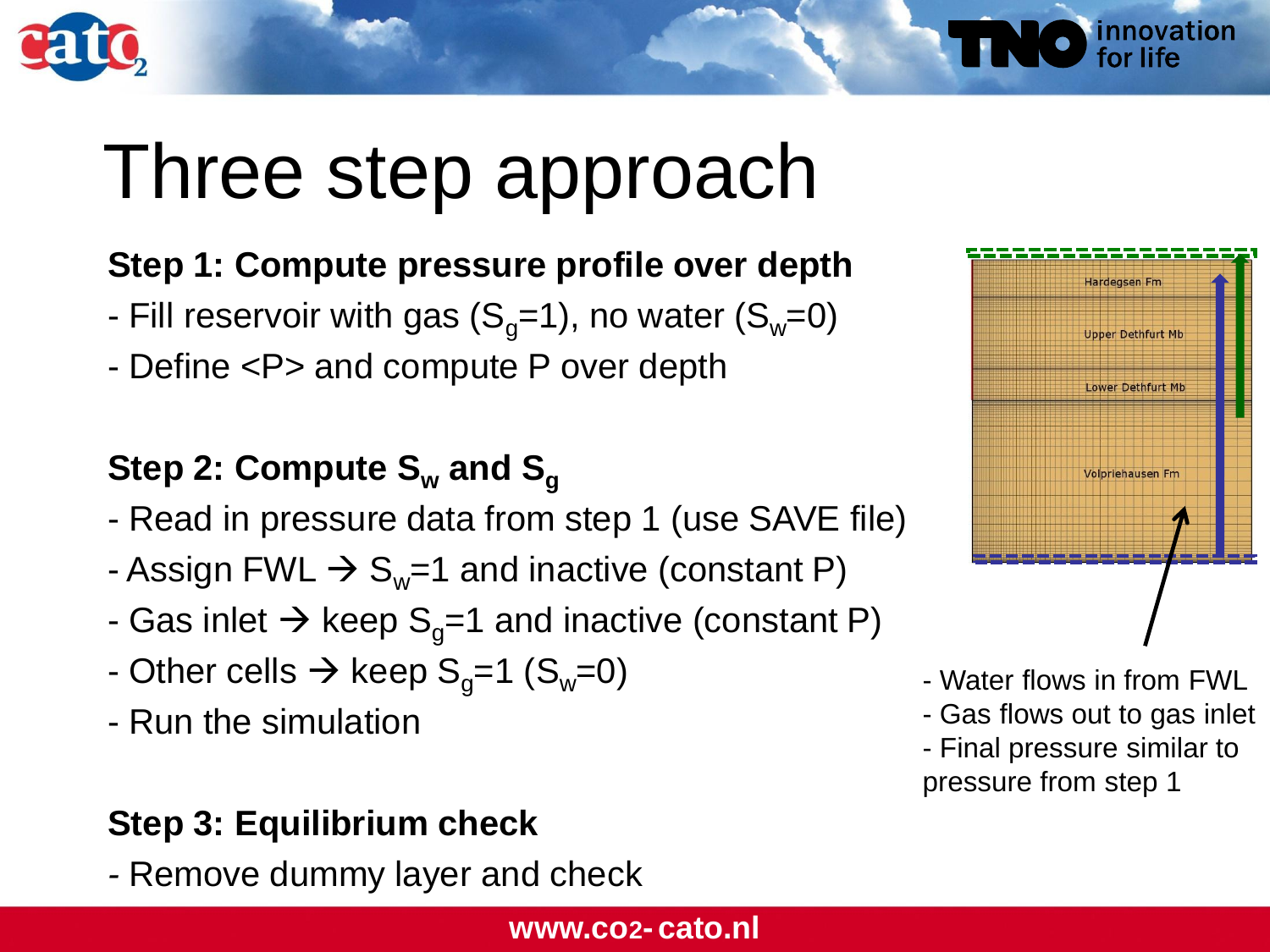# Three step approach

**Step 1: Compute pressure profile over depth**

- Fill reservoir with gas ($S_g$=1), no water ($S_w$=0)
- Define <P> and compute P over depth

**Step 2: Compute $S_w$ and $S_g$**

- Read in pressure data from step 1 (use SAVE file)
- Assign FWL → $S_w$=1 and inactive (constant P)
- Gas inlet → keep $S_g$=1 and inactive (constant P)
- Other cells → keep $S_g$=1 ($S_w$=0)
- Run the simulation

**Step 3: Equilibrium check**

- Remove dummy layer and check

Hardegsen Fm

Upper Dethfurt Mb

Lower Dethfurt Mb

Volpriehausen Fm

- Water flows in from FWL
- Gas flows out to gas inlet
- Final pressure similar to pressure from step 1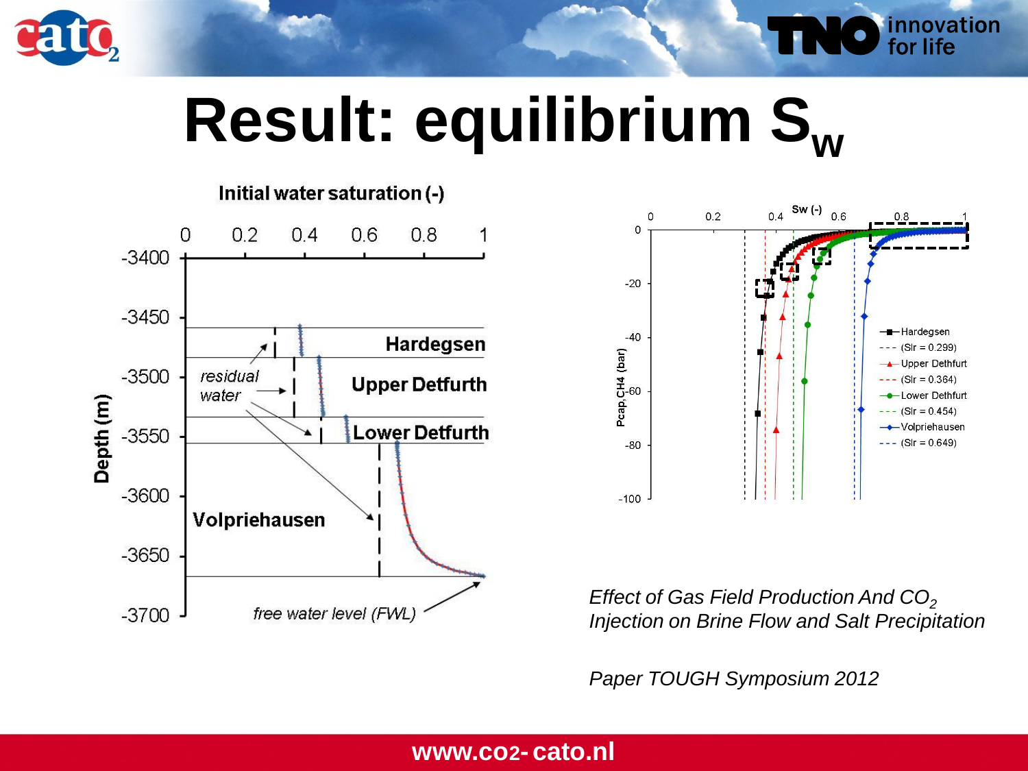# Result: equilibrium $S_w$

*Effect of Gas Field Production And $CO_2$ Injection on Brine Flow and Salt Precipitation*

*Paper TOUGH Symposium 2012*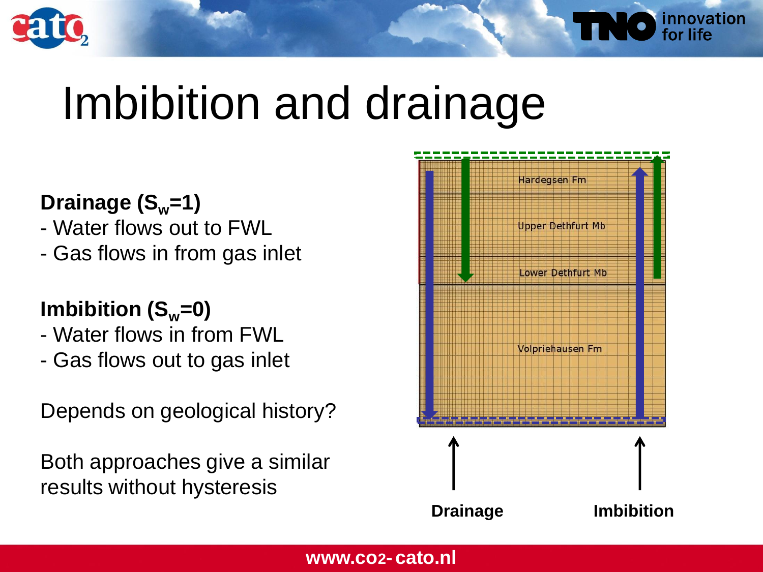# Imbibition and drainage

**Drainage ($S_w$=1)**

- Water flows out to FWL
- Gas flows in from gas inlet

**Imbibition ($S_w$=0)**

- Water flows in from FWL
- Gas flows out to gas inlet

Depends on geological history?

Both approaches give a similar results without hysteresis

Hardegsen Fm

Upper Dethfurt Mb

Lower Dethfurt Mb

Volpriehausen Fm

**Drainage**

**Imbibition**